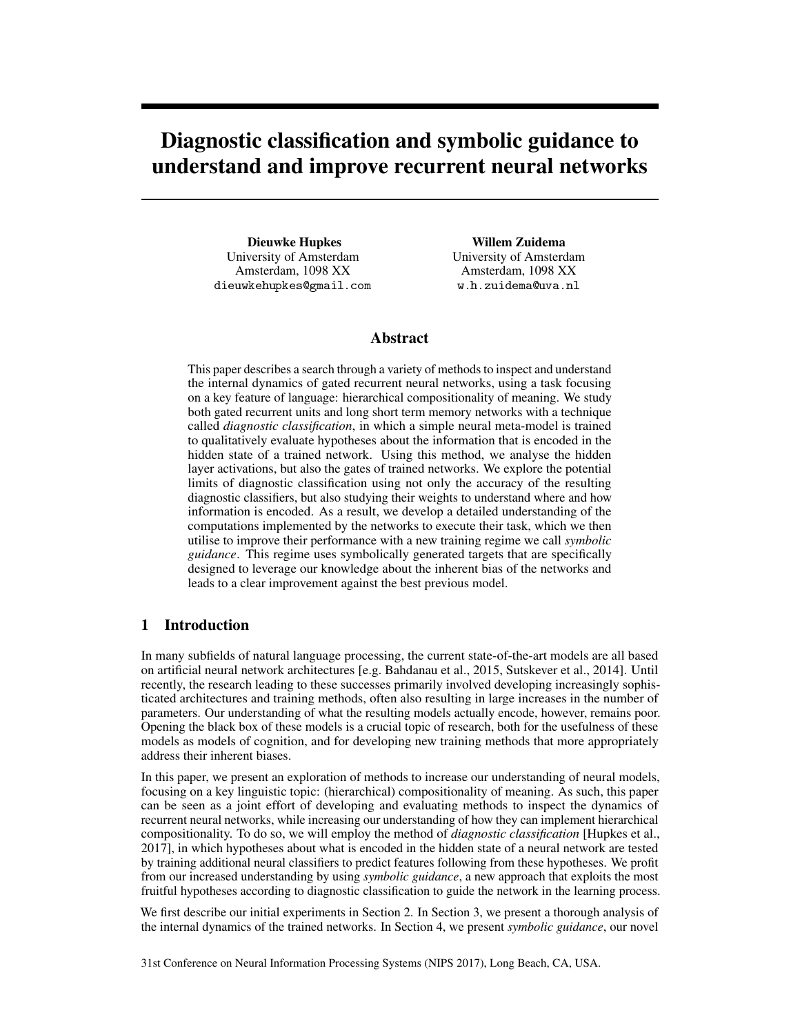# Diagnostic classification and symbolic guidance to understand and improve recurrent neural networks

**Dieuwke Hupkes**
University of Amsterdam
Amsterdam, 1098 XX
dieuwkehupkes@gmail.com

**Willem Zuidema**
University of Amsterdam
Amsterdam, 1098 XX
w.h.zuidema@uva.nl

## Abstract

This paper describes a search through a variety of methods to inspect and understand the internal dynamics of gated recurrent neural networks, using a task focusing on a key feature of language: hierarchical compositionality of meaning. We study both gated recurrent units and long short term memory networks with a technique called *diagnostic classification*, in which a simple neural meta-model is trained to qualitatively evaluate hypotheses about the information that is encoded in the hidden state of a trained network. Using this method, we analyse the hidden layer activations, but also the gates of trained networks. We explore the potential limits of diagnostic classification using not only the accuracy of the resulting diagnostic classifiers, but also studying their weights to understand where and how information is encoded. As a result, we develop a detailed understanding of the computations implemented by the networks to execute their task, which we then utilise to improve their performance with a new training regime we call *symbolic guidance*. This regime uses symbolically generated targets that are specifically designed to leverage our knowledge about the inherent bias of the networks and leads to a clear improvement against the best previous model.

## 1 Introduction

In many subfields of natural language processing, the current state-of-the-art models are all based on artificial neural network architectures [e.g. Bahdanau et al., 2015, Sutskever et al., 2014]. Until recently, the research leading to these successes primarily involved developing increasingly sophisticated architectures and training methods, often also resulting in large increases in the number of parameters. Our understanding of what the resulting models actually encode, however, remains poor. Opening the black box of these models is a crucial topic of research, both for the usefulness of these models as models of cognition, and for developing new training methods that more appropriately address their inherent biases.

In this paper, we present an exploration of methods to increase our understanding of neural models, focusing on a key linguistic topic: (hierarchical) compositionality of meaning. As such, this paper can be seen as a joint effort of developing and evaluating methods to inspect the dynamics of recurrent neural networks, while increasing our understanding of how they can implement hierarchical compositionality. To do so, we will employ the method of *diagnostic classification* [Hupkes et al., 2017], in which hypotheses about what is encoded in the hidden state of a neural network are tested by training additional neural classifiers to predict features following from these hypotheses. We profit from our increased understanding by using *symbolic guidance*, a new approach that exploits the most fruitful hypotheses according to diagnostic classification to guide the network in the learning process.

We first describe our initial experiments in Section 2. In Section 3, we present a thorough analysis of the internal dynamics of the trained networks. In Section 4, we present *symbolic guidance*, our novel

31st Conference on Neural Information Processing Systems (NIPS 2017), Long Beach, CA, USA.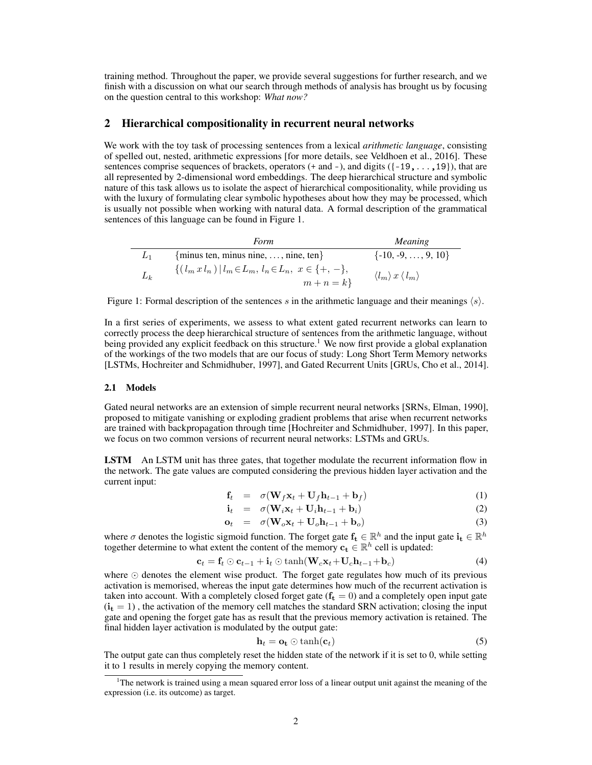training method. Throughout the paper, we provide several suggestions for further research, and we finish with a discussion on what our search through methods of analysis has brought us by focusing on the question central to this workshop: *What now?*

## 2 Hierarchical compositionality in recurrent neural networks

We work with the toy task of processing sentences from a lexical *arithmetic language*, consisting of spelled out, nested, arithmetic expressions [for more details, see Veldhoen et al., 2016]. These sentences comprise sequences of brackets, operators (`+` and `-`), and digits (`{-19,...,19}`), that are all represented by 2-dimensional word embeddings. The deep hierarchical structure and symbolic nature of this task allows us to isolate the aspect of hierarchical compositionality, while providing us with the luxury of formulating clear symbolic hypotheses about how they may be processed, which is usually not possible when working with natural data. A formal description of the grammatical sentences of this language can be found in Figure 1.

| | *Form* | *Meaning* |
|---|---|---|
| $L_1$ | {minus ten, minus nine, ..., nine, ten} | {-10, -9, ..., 9, 10} |
| $L_k$ | $\{(\, l_m \, x \, l_n \,) \,\vert\, l_m \in L_m,\, l_n \in L_n,\; x \in \{+,-\},\; m+n=k\}$ | $\langle l_m \rangle \, x \, \langle l_m \rangle$ |

Figure 1: Formal description of the sentences $s$ in the arithmetic language and their meanings $\langle s \rangle$.

In a first series of experiments, we assess to what extent gated recurrent networks can learn to correctly process the deep hierarchical structure of sentences from the arithmetic language, without being provided any explicit feedback on this structure.[1] We now first provide a global explanation of the workings of the two models that are our focus of study: Long Short Term Memory networks [LSTMs, Hochreiter and Schmidhuber, 1997], and Gated Recurrent Units [GRUs, Cho et al., 2014].

### 2.1 Models

Gated neural networks are an extension of simple recurrent neural networks [SRNs, Elman, 1990], proposed to mitigate vanishing or exploding gradient problems that arise when recurrent networks are trained with backpropagation through time [Hochreiter and Schmidhuber, 1997]. In this paper, we focus on two common versions of recurrent neural networks: LSTMs and GRUs.

**LSTM** An LSTM unit has three gates, that together modulate the recurrent information flow in the network. The gate values are computed considering the previous hidden layer activation and the current input:

$$\mathbf{f}_t = \sigma(\mathbf{W}_f \mathbf{x}_t + \mathbf{U}_f \mathbf{h}_{t-1} + \mathbf{b}_f) \tag{1}$$

$$\mathbf{i}_t = \sigma(\mathbf{W}_i \mathbf{x}_t + \mathbf{U}_i \mathbf{h}_{t-1} + \mathbf{b}_i) \tag{2}$$

$$\mathbf{o}_t = \sigma(\mathbf{W}_o \mathbf{x}_t + \mathbf{U}_o \mathbf{h}_{t-1} + \mathbf{b}_o) \tag{3}$$

where $\sigma$ denotes the logistic sigmoid function. The forget gate $\mathbf{f_t} \in \mathbb{R}^h$ and the input gate $\mathbf{i_t} \in \mathbb{R}^h$ together determine to what extent the content of the memory $\mathbf{c_t} \in \mathbb{R}^h$ cell is updated:

$$\mathbf{c}_t = \mathbf{f}_t \odot \mathbf{c}_{t-1} + \mathbf{i}_t \odot \tanh(\mathbf{W}_c \mathbf{x}_t + \mathbf{U}_c \mathbf{h}_{t-1} + \mathbf{b}_c) \tag{4}$$

where $\odot$ denotes the element wise product. The forget gate regulates how much of its previous activation is memorised, whereas the input gate determines how much of the recurrent activation is taken into account. With a completely closed forget gate ($\mathbf{f_t} = 0$) and a completely open input gate ($\mathbf{i_t} = 1$) , the activation of the memory cell matches the standard SRN activation; closing the input gate and opening the forget gate has as result that the previous memory activation is retained. The final hidden layer activation is modulated by the output gate:

$$\mathbf{h}_t = \mathbf{o_t} \odot \tanh(\mathbf{c_t}) \tag{5}$$

The output gate can thus completely reset the hidden state of the network if it is set to 0, while setting it to 1 results in merely copying the memory content.

[1] The network is trained using a mean squared error loss of a linear output unit against the meaning of the expression (i.e. its outcome) as target.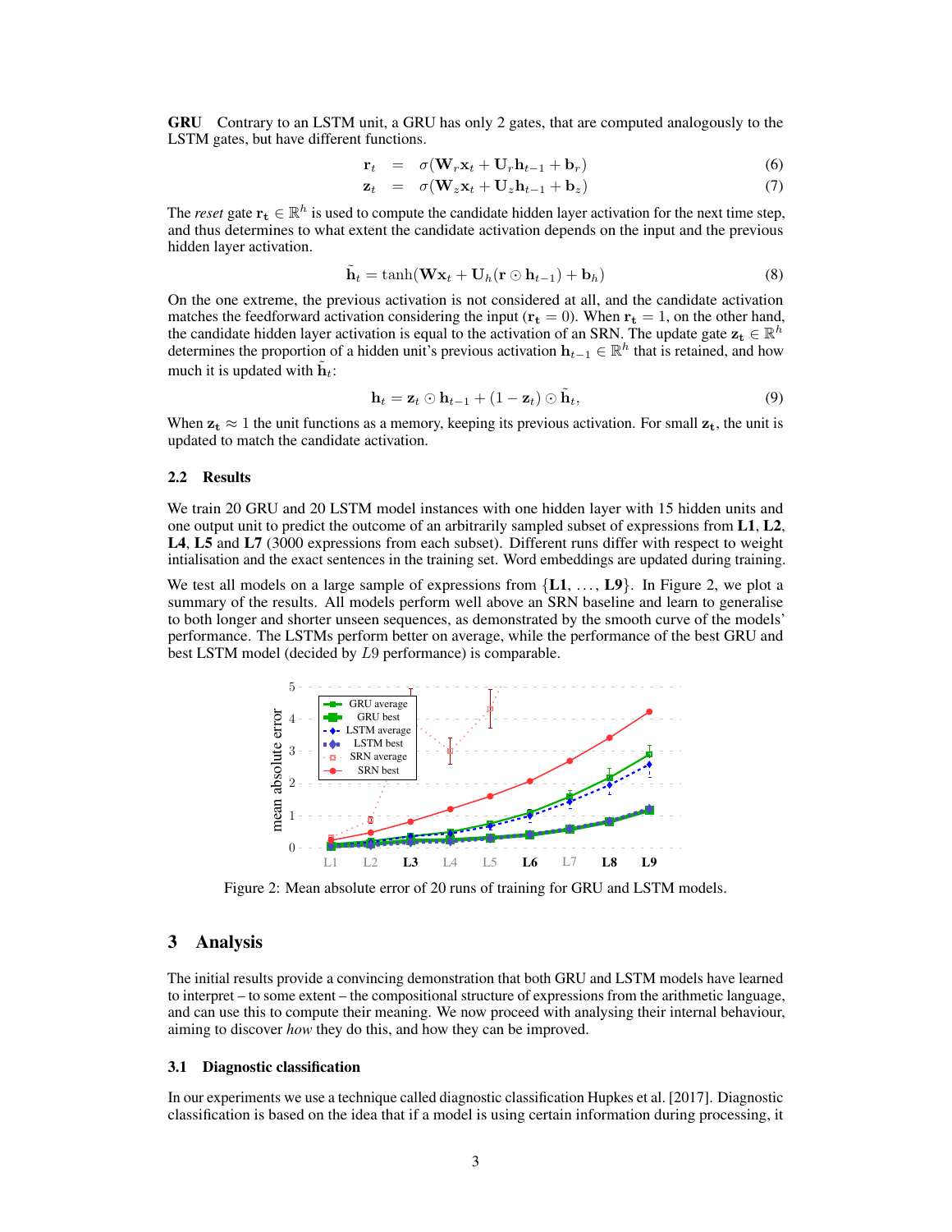**GRU** Contrary to an LSTM unit, a GRU has only 2 gates, that are computed analogously to the LSTM gates, but have different functions.

$$\mathbf{r}_t = \sigma(\mathbf{W}_r\mathbf{x}_t + \mathbf{U}_r\mathbf{h}_{t-1} + \mathbf{b}_r) \tag{6}$$

$$\mathbf{z}_t = \sigma(\mathbf{W}_z\mathbf{x}_t + \mathbf{U}_z\mathbf{h}_{t-1} + \mathbf{b}_z) \tag{7}$$

The *reset* gate $\mathbf{r_t} \in \mathbb{R}^h$ is used to compute the candidate hidden layer activation for the next time step, and thus determines to what extent the candidate activation depends on the input and the previous hidden layer activation.

$$\tilde{\mathbf{h}}_t = \tanh(\mathbf{W}\mathbf{x}_t + \mathbf{U}_h(\mathbf{r} \odot \mathbf{h}_{t-1}) + \mathbf{b}_h) \tag{8}$$

On the one extreme, the previous activation is not considered at all, and the candidate activation matches the feedforward activation considering the input ($\mathbf{r_t} = 0$). When $\mathbf{r_t} = 1$, on the other hand, the candidate hidden layer activation is equal to the activation of an SRN. The update gate $\mathbf{z_t} \in \mathbb{R}^h$ determines the proportion of a hidden unit's previous activation $\mathbf{h}_{t-1} \in \mathbb{R}^h$ that is retained, and how much it is updated with $\tilde{\mathbf{h}}_t$:

$$\mathbf{h}_t = \mathbf{z}_t \odot \mathbf{h}_{t-1} + (1 - \mathbf{z}_t) \odot \tilde{\mathbf{h}}_t, \tag{9}$$

When $\mathbf{z_t} \approx 1$ the unit functions as a memory, keeping its previous activation. For small $\mathbf{z_t}$, the unit is updated to match the candidate activation.

### 2.2 Results

We train 20 GRU and 20 LSTM model instances with one hidden layer with 15 hidden units and one output unit to predict the outcome of an arbitrarily sampled subset of expressions from **L1**, **L2**, **L4**, **L5** and **L7** (3000 expressions from each subset). Different runs differ with respect to weight intialisation and the exact sentences in the training set. Word embeddings are updated during training.

We test all models on a large sample of expressions from {**L1**, ..., **L9**}. In Figure 2, we plot a summary of the results. All models perform well above an SRN baseline and learn to generalise to both longer and shorter unseen sequences, as demonstrated by the smooth curve of the models' performance. The LSTMs perform better on average, while the performance of the best GRU and best LSTM model (decided by $L9$ performance) is comparable.

Figure 2: Mean absolute error of 20 runs of training for GRU and LSTM models.

## 3 Analysis

The initial results provide a convincing demonstration that both GRU and LSTM models have learned to interpret – to some extent – the compositional structure of expressions from the arithmetic language, and can use this to compute their meaning. We now proceed with analysing their internal behaviour, aiming to discover *how* they do this, and how they can be improved.

### 3.1 Diagnostic classification

In our experiments we use a technique called diagnostic classification Hupkes et al. [2017]. Diagnostic classification is based on the idea that if a model is using certain information during processing, it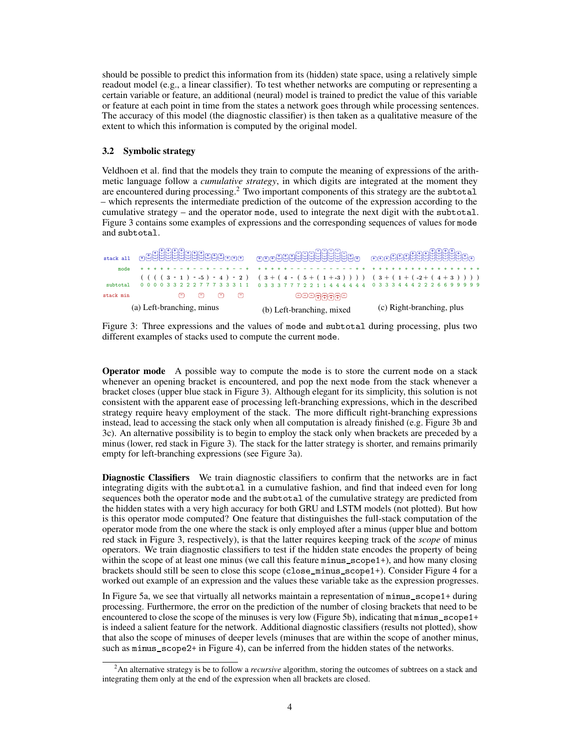should be possible to predict this information from its (hidden) state space, using a relatively simple readout model (e.g., a linear classifier). To test whether networks are computing or representing a certain variable or feature, an additional (neural) model is trained to predict the value of this variable or feature at each point in time from the states a network goes through while processing sentences. The accuracy of this model (the diagnostic classifier) is then taken as a qualitative measure of the extent to which this information is computed by the original model.

### 3.2 Symbolic strategy

Veldhoen et al. find that the models they train to compute the meaning of expressions of the arithmetic language follow a *cumulative strategy*, in which digits are integrated at the moment they are encountered during processing.[2] Two important components of this strategy are the `subtotal` – which represents the intermediate prediction of the outcome of the expression according to the cumulative strategy – and the operator `mode`, used to integrate the next digit with the `subtotal`. Figure 3 contains some examples of expressions and the corresponding sequences of values for `mode` and `subtotal`.

| | (a) Left-branching, minus | (b) Left-branching, mixed | (c) Right-branching, plus |
|---|---|---|---|
| mode | + + + + + - - + - - + - - + - - + | + + + + + - - - - - - - - - - - + + | + + + + + + + + + + + + + + + + + + |
| | ( ( ( ( 3 - 1 ) - -5 ) - 4 ) - 2 ) | ( 3 + ( 4 - ( 5 + ( 1 + -3 ) ) ) ) | ( 3 + ( 1 + ( -2 + ( 4 + 3 ) ) ) ) |
| subtotal | 0 0 0 0 3 3 2 2 2 7 7 7 3 3 3 1 1 | 0 3 3 3 7 7 7 2 2 1 1 4 4 4 4 4 4 | 0 3 3 3 4 4 4 2 2 2 6 6 9 9 9 9 9 |

Figure 3: Three expressions and the values of `mode` and `subtotal` during processing, plus two different examples of stacks used to compute the current `mode`.

**Operator mode** A possible way to compute the `mode` is to store the current `mode` on a stack whenever an opening bracket is encountered, and pop the next `mode` from the stack whenever a bracket closes (upper blue stack in Figure 3). Although elegant for its simplicity, this solution is not consistent with the apparent ease of processing left-branching expressions, which in the described strategy require heavy employment of the stack. The more difficult right-branching expressions instead, lead to accessing the stack only when all computation is already finished (e.g. Figure 3b and 3c). An alternative possibility is to begin to employ the stack only when brackets are preceded by a minus (lower, red stack in Figure 3). The stack for the latter strategy is shorter, and remains primarily empty for left-branching expressions (see Figure 3a).

**Diagnostic Classifiers** We train diagnostic classifiers to confirm that the networks are in fact integrating digits with the `subtotal` in a cumulative fashion, and find that indeed even for long sequences both the operator `mode` and the `subtotal` of the cumulative strategy are predicted from the hidden states with a very high accuracy for both GRU and LSTM models (not plotted). But how is this operator mode computed? One feature that distinguishes the full-stack computation of the operator mode from the one where the stack is only employed after a minus (upper blue and bottom red stack in Figure 3, respectively), is that the latter requires keeping track of the *scope* of minus operators. We train diagnostic classifiers to test if the hidden state encodes the property of being within the scope of at least one minus (we call this feature `minus_scope1+`), and how many closing brackets should still be seen to close this scope (`close_minus_scope1+`). Consider Figure 4 for a worked out example of an expression and the values these variable take as the expression progresses.

In Figure 5a, we see that virtually all networks maintain a representation of `minus_scope1+` during processing. Furthermore, the error on the prediction of the number of closing brackets that need to be encountered to close the scope of the minuses is very low (Figure 5b), indicating that `minus_scope1+` is indeed a salient feature for the network. Additional diagnostic classifiers (results not plotted), show that also the scope of minuses of deeper levels (minuses that are within the scope of another minus, such as `minus_scope2+` in Figure 4), can be inferred from the hidden states of the networks.

[2] An alternative strategy is be to follow a *recursive* algorithm, storing the outcomes of subtrees on a stack and integrating them only at the end of the expression when all brackets are closed.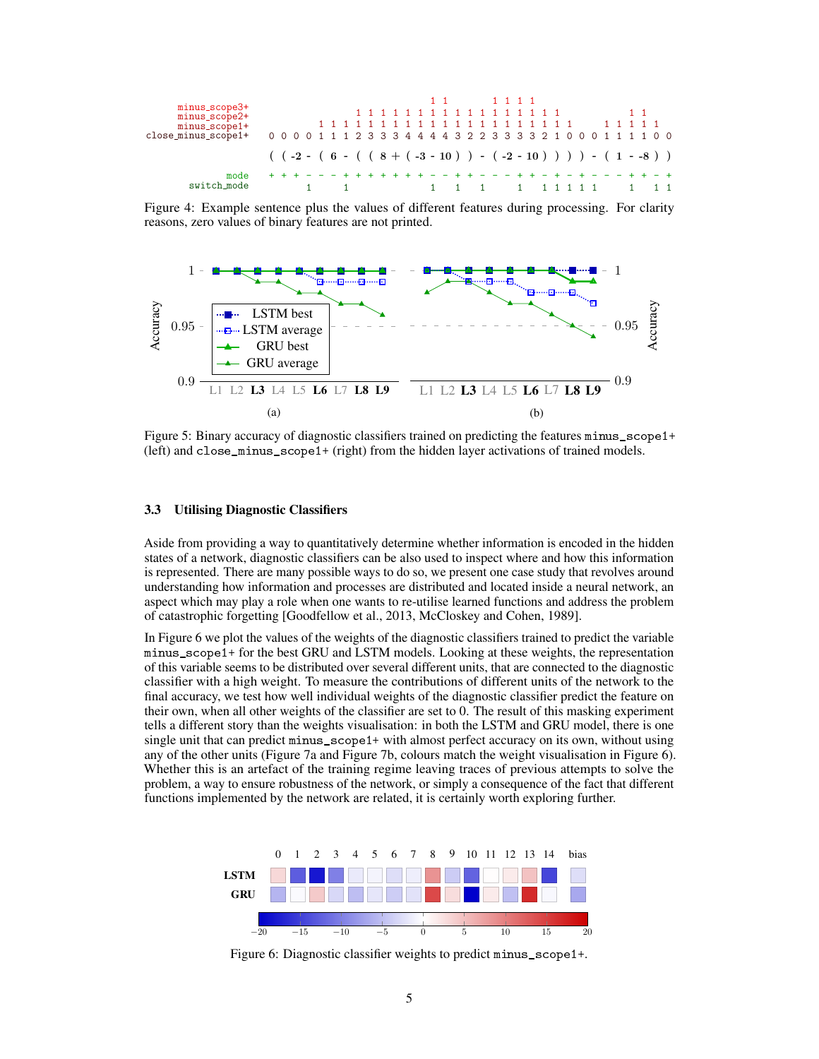Figure 4: Example sentence plus the values of different features during processing. For clarity reasons, zero values of binary features are not printed.

Figure 5: Binary accuracy of diagnostic classifiers trained on predicting the features `minus_scope1+` (left) and `close_minus_scope1+` (right) from the hidden layer activations of trained models.

### 3.3 Utilising Diagnostic Classifiers

Aside from providing a way to quantitatively determine whether information is encoded in the hidden states of a network, diagnostic classifiers can be also used to inspect where and how this information is represented. There are many possible ways to do so, we present one case study that revolves around understanding how information and processes are distributed and located inside a neural network, an aspect which may play a role when one wants to re-utilise learned functions and address the problem of catastrophic forgetting [Goodfellow et al., 2013, McCloskey and Cohen, 1989].

In Figure 6 we plot the values of the weights of the diagnostic classifiers trained to predict the variable `minus_scope1+` for the best GRU and LSTM models. Looking at these weights, the representation of this variable seems to be distributed over several different units, that are connected to the diagnostic classifier with a high weight. To measure the contributions of different units of the network to the final accuracy, we test how well individual weights of the diagnostic classifier predict the feature on their own, when all other weights of the classifier are set to 0. The result of this masking experiment tells a different story than the weights visualisation: in both the LSTM and GRU model, there is one single unit that can predict `minus_scope1+` with almost perfect accuracy on its own, without using any of the other units (Figure 7a and Figure 7b, colours match the weight visualisation in Figure 6). Whether this is an artefact of the training regime leaving traces of previous attempts to solve the problem, a way to ensure robustness of the network, or simply a consequence of the fact that different functions implemented by the network are related, it is certainly worth exploring further.

Figure 6: Diagnostic classifier weights to predict `minus_scope1+`.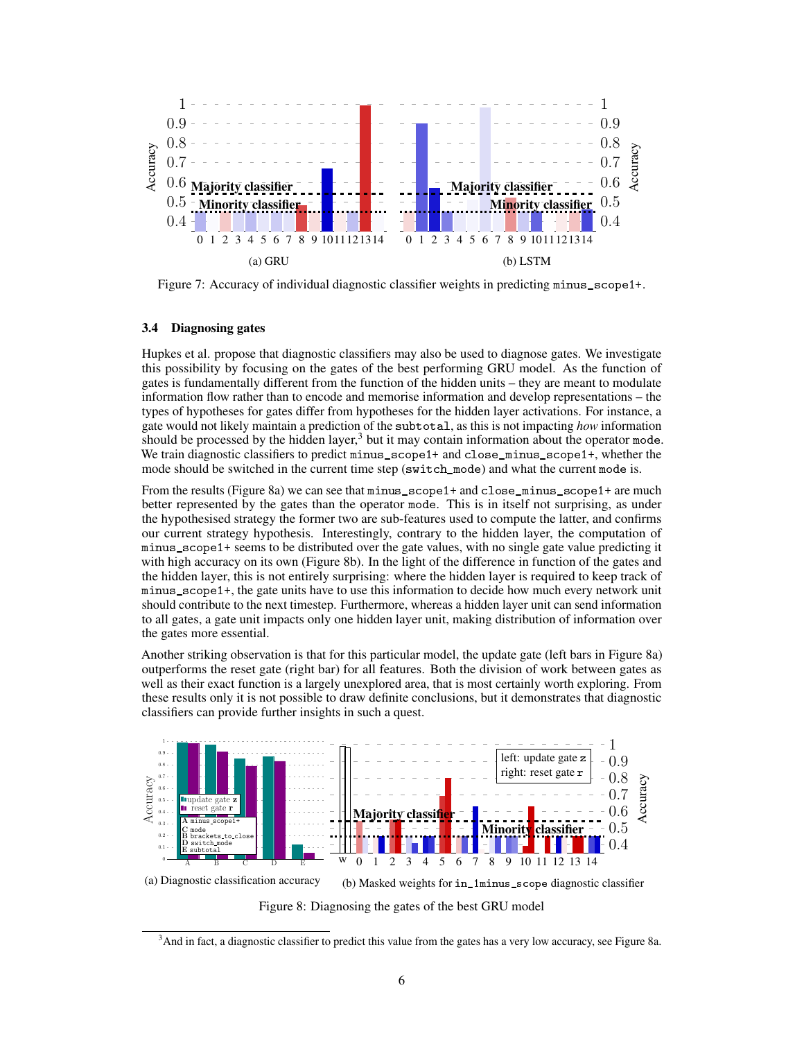Figure 7: Accuracy of individual diagnostic classifier weights in predicting `minus_scope1+`.

### 3.4 Diagnosing gates

Hupkes et al. propose that diagnostic classifiers may also be used to diagnose gates. We investigate this possibility by focusing on the gates of the best performing GRU model. As the function of gates is fundamentally different from the function of the hidden units – they are meant to modulate information flow rather than to encode and memorise information and develop representations – the types of hypotheses for gates differ from hypotheses for the hidden layer activations. For instance, a gate would not likely maintain a prediction of the `subtotal`, as this is not impacting *how* information should be processed by the hidden layer,[3] but it may contain information about the operator `mode`. We train diagnostic classifiers to predict `minus_scope1+` and `close_minus_scope1+`, whether the mode should be switched in the current time step (`switch_mode`) and what the current `mode` is.

From the results (Figure 8a) we can see that `minus_scope1+` and `close_minus_scope1+` are much better represented by the gates than the operator `mode`. This is in itself not surprising, as under the hypothesised strategy the former two are sub-features used to compute the latter, and confirms our current strategy hypothesis. Interestingly, contrary to the hidden layer, the computation of `minus_scope1+` seems to be distributed over the gate values, with no single gate value predicting it with high accuracy on its own (Figure 8b). In the light of the difference in function of the gates and the hidden layer, this is not entirely surprising: where the hidden layer is required to keep track of `minus_scope1+`, the gate units have to use this information to decide how much every network unit should contribute to the next timestep. Furthermore, whereas a hidden layer unit can send information to all gates, a gate unit impacts only one hidden layer unit, making distribution of information over the gates more essential.

Another striking observation is that for this particular model, the update gate (left bars in Figure 8a) outperforms the reset gate (right bar) for all features. Both the division of work between gates as well as their exact function is a largely unexplored area, that is most certainly worth exploring. From these results only it is not possible to draw definite conclusions, but it demonstrates that diagnostic classifiers can provide further insights in such a quest.

(a) Diagnostic classification accuracy

(b) Masked weights for `in_1minus_scope` diagnostic classifier

Figure 8: Diagnosing the gates of the best GRU model

[3] And in fact, a diagnostic classifier to predict this value from the gates has a very low accuracy, see Figure 8a.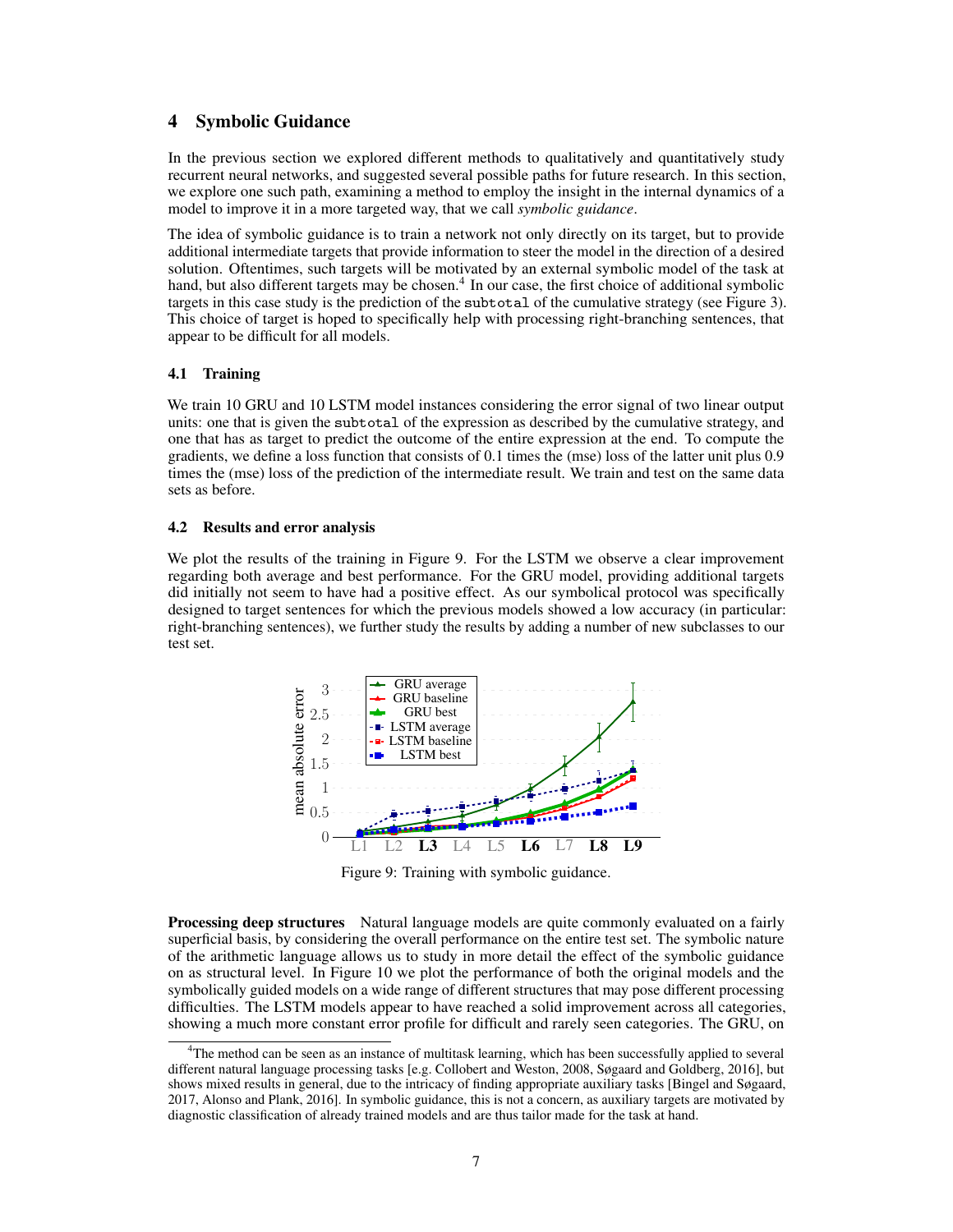## 4 Symbolic Guidance

In the previous section we explored different methods to qualitatively and quantitatively study recurrent neural networks, and suggested several possible paths for future research. In this section, we explore one such path, examining a method to employ the insight in the internal dynamics of a model to improve it in a more targeted way, that we call *symbolic guidance*.

The idea of symbolic guidance is to train a network not only directly on its target, but to provide additional intermediate targets that provide information to steer the model in the direction of a desired solution. Oftentimes, such targets will be motivated by an external symbolic model of the task at hand, but also different targets may be chosen.[4] In our case, the first choice of additional symbolic targets in this case study is the prediction of the `subtotal` of the cumulative strategy (see Figure 3). This choice of target is hoped to specifically help with processing right-branching sentences, that appear to be difficult for all models.

### 4.1 Training

We train 10 GRU and 10 LSTM model instances considering the error signal of two linear output units: one that is given the `subtotal` of the expression as described by the cumulative strategy, and one that has as target to predict the outcome of the entire expression at the end. To compute the gradients, we define a loss function that consists of 0.1 times the (mse) loss of the latter unit plus 0.9 times the (mse) loss of the prediction of the intermediate result. We train and test on the same data sets as before.

### 4.2 Results and error analysis

We plot the results of the training in Figure 9. For the LSTM we observe a clear improvement regarding both average and best performance. For the GRU model, providing additional targets did initially not seem to have had a positive effect. As our symbolical protocol was specifically designed to target sentences for which the previous models showed a low accuracy (in particular: right-branching sentences), we further study the results by adding a number of new subclasses to our test set.

Figure 9: Training with symbolic guidance.

**Processing deep structures** Natural language models are quite commonly evaluated on a fairly superficial basis, by considering the overall performance on the entire test set. The symbolic nature of the arithmetic language allows us to study in more detail the effect of the symbolic guidance on as structural level. In Figure 10 we plot the performance of both the original models and the symbolically guided models on a wide range of different structures that may pose different processing difficulties. The LSTM models appear to have reached a solid improvement across all categories, showing a much more constant error profile for difficult and rarely seen categories. The GRU, on

[4] The method can be seen as an instance of multitask learning, which has been successfully applied to several different natural language processing tasks [e.g. Collobert and Weston, 2008, Søgaard and Goldberg, 2016], but shows mixed results in general, due to the intricacy of finding appropriate auxiliary tasks [Bingel and Søgaard, 2017, Alonso and Plank, 2016]. In symbolic guidance, this is not a concern, as auxiliary targets are motivated by diagnostic classification of already trained models and are thus tailor made for the task at hand.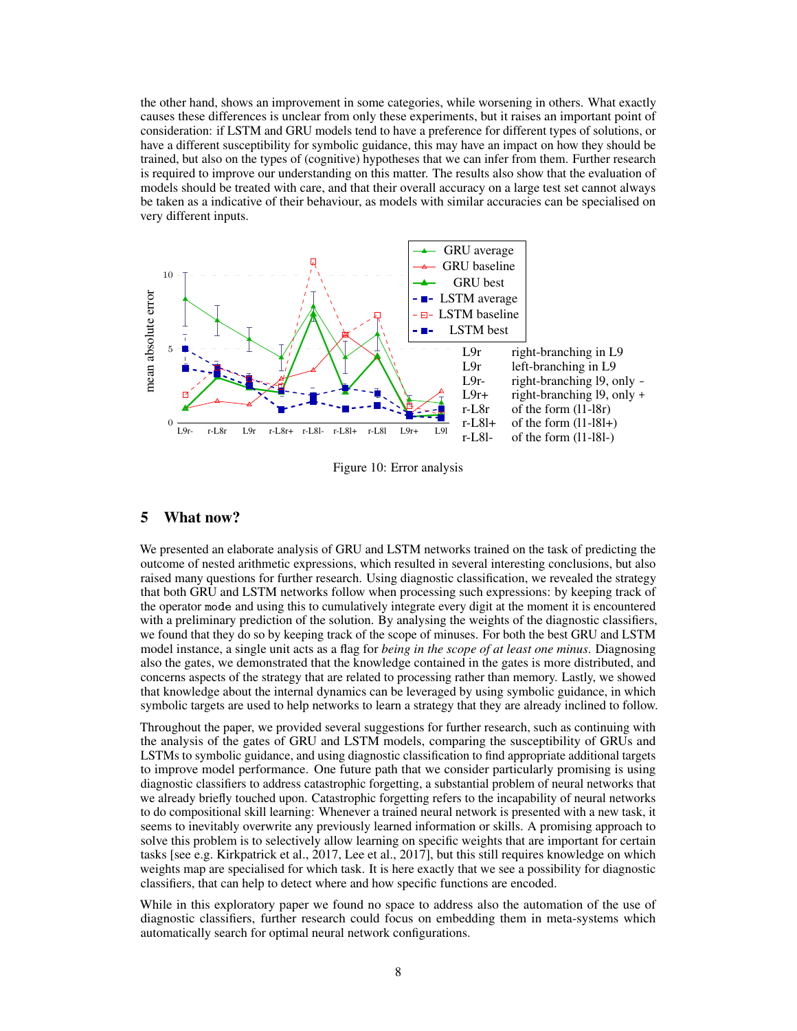the other hand, shows an improvement in some categories, while worsening in others. What exactly causes these differences is unclear from only these experiments, but it raises an important point of consideration: if LSTM and GRU models tend to have a preference for different types of solutions, or have a different susceptibility for symbolic guidance, this may have an impact on how they should be trained, but also on the types of (cognitive) hypotheses that we can infer from them. Further research is required to improve our understanding on this matter. The results also show that the evaluation of models should be treated with care, and that their overall accuracy on a large test set cannot always be taken as a indicative of their behaviour, as models with similar accuracies can be specialised on very different inputs.

| | |
|---|---|
| L9r | right-branching in L9 |
| L9r | left-branching in L9 |
| L9r- | right-branching l9, only - |
| L9r+ | right-branching l9, only + |
| r-L8r | of the form (l1-l8r) |
| r-L8l+ | of the form (l1-l8l+) |
| r-L8l- | of the form (l1-l8l-) |

Figure 10: Error analysis

## 5 What now?

We presented an elaborate analysis of GRU and LSTM networks trained on the task of predicting the outcome of nested arithmetic expressions, which resulted in several interesting conclusions, but also raised many questions for further research. Using diagnostic classification, we revealed the strategy that both GRU and LSTM networks follow when processing such expressions: by keeping track of the operator `mode` and using this to cumulatively integrate every digit at the moment it is encountered with a preliminary prediction of the solution. By analysing the weights of the diagnostic classifiers, we found that they do so by keeping track of the scope of minuses. For both the best GRU and LSTM model instance, a single unit acts as a flag for *being in the scope of at least one minus*. Diagnosing also the gates, we demonstrated that the knowledge contained in the gates is more distributed, and concerns aspects of the strategy that are related to processing rather than memory. Lastly, we showed that knowledge about the internal dynamics can be leveraged by using symbolic guidance, in which symbolic targets are used to help networks to learn a strategy that they are already inclined to follow.

Throughout the paper, we provided several suggestions for further research, such as continuing with the analysis of the gates of GRU and LSTM models, comparing the susceptibility of GRUs and LSTMs to symbolic guidance, and using diagnostic classification to find appropriate additional targets to improve model performance. One future path that we consider particularly promising is using diagnostic classifiers to address catastrophic forgetting, a substantial problem of neural networks that we already briefly touched upon. Catastrophic forgetting refers to the incapability of neural networks to do compositional skill learning: Whenever a trained neural network is presented with a new task, it seems to inevitably overwrite any previously learned information or skills. A promising approach to solve this problem is to selectively allow learning on specific weights that are important for certain tasks [see e.g. Kirkpatrick et al., 2017, Lee et al., 2017], but this still requires knowledge on which weights map are specialised for which task. It is here exactly that we see a possibility for diagnostic classifiers, that can help to detect where and how specific functions are encoded.

While in this exploratory paper we found no space to address also the automation of the use of diagnostic classifiers, further research could focus on embedding them in meta-systems which automatically search for optimal neural network configurations.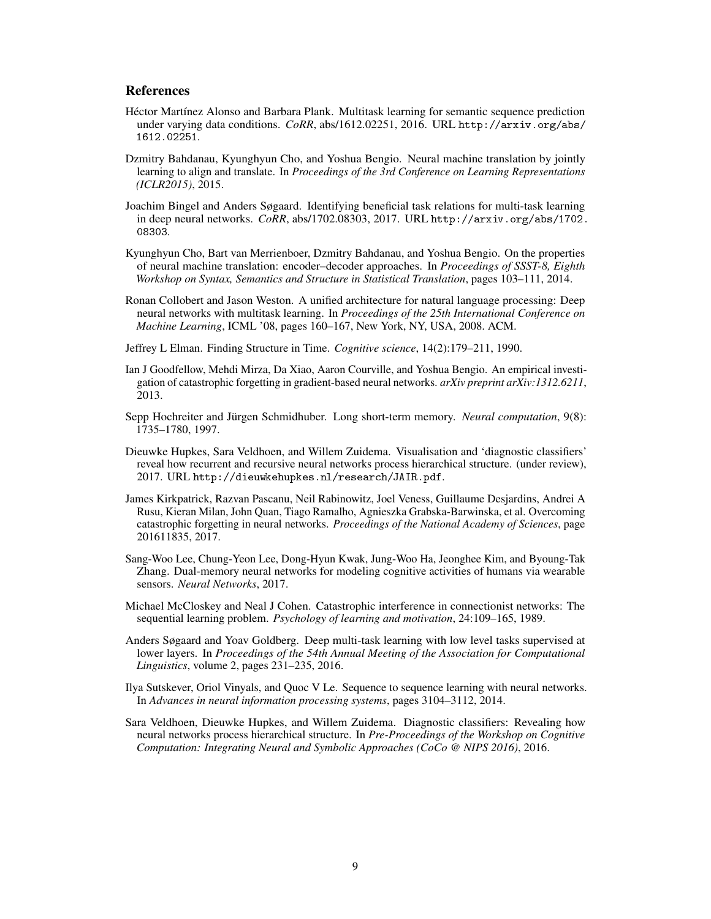## References

Héctor Martínez Alonso and Barbara Plank. Multitask learning for semantic sequence prediction under varying data conditions. *CoRR*, abs/1612.02251, 2016. URL http://arxiv.org/abs/1612.02251.

Dzmitry Bahdanau, Kyunghyun Cho, and Yoshua Bengio. Neural machine translation by jointly learning to align and translate. In *Proceedings of the 3rd Conference on Learning Representations (ICLR2015)*, 2015.

Joachim Bingel and Anders Søgaard. Identifying beneficial task relations for multi-task learning in deep neural networks. *CoRR*, abs/1702.08303, 2017. URL http://arxiv.org/abs/1702.08303.

Kyunghyun Cho, Bart van Merrienboer, Dzmitry Bahdanau, and Yoshua Bengio. On the properties of neural machine translation: encoder–decoder approaches. In *Proceedings of SSST-8, Eighth Workshop on Syntax, Semantics and Structure in Statistical Translation*, pages 103–111, 2014.

Ronan Collobert and Jason Weston. A unified architecture for natural language processing: Deep neural networks with multitask learning. In *Proceedings of the 25th International Conference on Machine Learning*, ICML '08, pages 160–167, New York, NY, USA, 2008. ACM.

Jeffrey L Elman. Finding Structure in Time. *Cognitive science*, 14(2):179–211, 1990.

Ian J Goodfellow, Mehdi Mirza, Da Xiao, Aaron Courville, and Yoshua Bengio. An empirical investigation of catastrophic forgetting in gradient-based neural networks. *arXiv preprint arXiv:1312.6211*, 2013.

Sepp Hochreiter and Jürgen Schmidhuber. Long short-term memory. *Neural computation*, 9(8): 1735–1780, 1997.

Dieuwke Hupkes, Sara Veldhoen, and Willem Zuidema. Visualisation and 'diagnostic classifiers' reveal how recurrent and recursive neural networks process hierarchical structure. (under review), 2017. URL http://dieuwkehupkes.nl/research/JAIR.pdf.

James Kirkpatrick, Razvan Pascanu, Neil Rabinowitz, Joel Veness, Guillaume Desjardins, Andrei A Rusu, Kieran Milan, John Quan, Tiago Ramalho, Agnieszka Grabska-Barwinska, et al. Overcoming catastrophic forgetting in neural networks. *Proceedings of the National Academy of Sciences*, page 201611835, 2017.

Sang-Woo Lee, Chung-Yeon Lee, Dong-Hyun Kwak, Jung-Woo Ha, Jeonghee Kim, and Byoung-Tak Zhang. Dual-memory neural networks for modeling cognitive activities of humans via wearable sensors. *Neural Networks*, 2017.

Michael McCloskey and Neal J Cohen. Catastrophic interference in connectionist networks: The sequential learning problem. *Psychology of learning and motivation*, 24:109–165, 1989.

Anders Søgaard and Yoav Goldberg. Deep multi-task learning with low level tasks supervised at lower layers. In *Proceedings of the 54th Annual Meeting of the Association for Computational Linguistics*, volume 2, pages 231–235, 2016.

Ilya Sutskever, Oriol Vinyals, and Quoc V Le. Sequence to sequence learning with neural networks. In *Advances in neural information processing systems*, pages 3104–3112, 2014.

Sara Veldhoen, Dieuwke Hupkes, and Willem Zuidema. Diagnostic classifiers: Revealing how neural networks process hierarchical structure. In *Pre-Proceedings of the Workshop on Cognitive Computation: Integrating Neural and Symbolic Approaches (CoCo @ NIPS 2016)*, 2016.